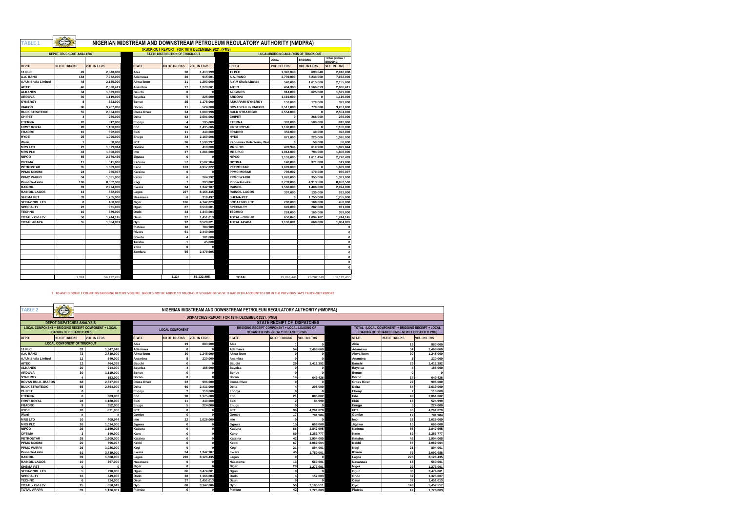# TABLE 1

## NIGERIAN MIDSTREAM AND DOWNSTREAM PETROLEUM REGULATORY AUTHORITY (NMDPRA)

### TRUCK-OUT REPORT FOR 18TH DECEMBER 2021. (PMS)

| DEPOT TRUCK-OUT ANALYSIS | | | STATE DISTRIBUTION OF TRUCK-OUT | | | LOCAL/BRIDGING ANALYSIS OF TRUCK-OUT | | | |
|---|---|---|---|---|---|---|---|---|---|
| | | | | | | | LOCAL | BRIDGING | TOTAL (LOCAL + BRIDGING) |
| DEPOT | NO OF TRUCKS | VOL. IN LTRS | STATE | NO OF TRUCKS | VOL. IN LTRS | DEPOT | VOL. IN LTRS | VOL. IN LTRS | VOL. IN LTRS |
| 11 PLC | 49 | 2,040,088 | Abia | 30 | 1,413,999 | 11 PLC | 1,347,048 | 693,040 | 2,040,088 |
| A.A. RANO | 184 | 7,972,000 | Adamawa | 20 | 915,001 | A.A. RANO | 2,739,000 | 5,233,000 | 7,972,000 |
| A.Y.M Shafa Limited | 48 | 2,155,000 | Akwa Ibom | 31 | 1,293,000 | A.Y.M Shafa Limited | 540,000 | 1,615,000 | 2,155,000 |
| AITEO | 46 | 2,030,411 | Anambra | 27 | 1,270,001 | AITEO | 464,398 | 1,566,013 | 2,030,411 |
| ALKANES | 34 | 1,539,000 | Bauchi | 0 | 0 | ALKANES | 914,000 | 625,000 | 1,539,000 |
| ARDOVA | 30 | 1,119,000 | Bayelsa | 5 | 225,000 | ARDOVA | 1,119,000 | 0 | 1,119,000 |
| SYNERGY | 8 | 323,000 | Benue | 25 | 1,178,000 | ASHARAMI SYNERGY | 153,000 | 170,000 | 323,000 |
| IBAFON | 86 | 3,287,000 | Borno | 11 | 524,008 | BOVAS BULK- IBAFON | 2,517,000 | 770,000 | 3,287,000 |
| BULK STRATEGIC | 55 | 2,554,000 | Cross River | 24 | 1,080,998 | BULK STRATEGIC | 2,554,000 | 0 | 2,554,000 |
| CHIPET | 4 | 266,000 | Delta | 62 | 2,501,002 | CHIPET | 0 | 266,000 | 266,000 |
| ETERNA | 20 | 812,000 | Ebonyi | 4 | 195,000 | ETERNA | 303,000 | 509,000 | 812,000 |
| FIRST ROYAL | 28 | 1,180,000 | Edo | 34 | 1,435,006 | FIRST ROYAL | 1,180,000 | 0 | 1,180,000 |
| FRADRO | 10 | 392,000 | Ekiti | 11 | 440,000 | FRADRO | 352,000 | 40,000 | 392,000 |
| HYDE | 25 | 1,096,000 | Enugu | 44 | 2,160,008 | HYDE | 871,000 | 225,000 | 1,096,000 |
| Warri | 1 | 50,000 | FCT | 36 | 1,599,997 | Keonamex Petroleum, War | 0 | 50,000 | 50,000 |
| MRS LTD | 22 | 1,029,844 | Gombe | 9 | 418,000 | MRS LTD | 409,944 | 619,900 | 1,029,844 |
| MRS PLC | 43 | 1,808,000 | Imo | 27 | 1,261,000 | MRS PLC | 1,014,000 | 794,000 | 1,808,000 |
| NIPCO | 65 | 2,770,499 | Jigawa | 0 | 0 | NIPCO | 1,159,005 | 1,611,494 | 2,770,499 |
| OPTIMA | 11 | 511,000 | Kaduna | 57 | 2,502,984 | OPTIMA | 140,000 | 371,000 | 511,000 |
| PETROSTAR | 35 | 1,609,000 | Kano | 103 | 4,917,022 | PETROSTAR | 1,609,000 | 0 | 1,609,000 |
| PPMC MOSIMI | 24 | 966,007 | Katsina | 0 | 0 | PPMC MOSIMI | 796,007 | 170,000 | 966,007 |
| PPMC WARRI | 34 | 1,381,000 | Kebbi | 6 | 264,992 | PPMC WARRI | 1,026,000 | 355,000 | 1,381,000 |
| Pinnacle-Lekki | 196 | 8,652,500 | Kogi | 7 | 293,002 | Pinnacle-Lekki | 3,739,000 | 4,913,500 | 8,652,500 |
| RAINOIL | 69 | 2,974,000 | Kwara | 34 | 1,342,987 | RAINOIL | 1,568,000 | 1,406,000 | 2,974,000 |
| RAINOIL LAGOS | 13 | 532,000 | Lagos | 227 | 8,166,435 | RAINOIL LAGOS | 397,000 | 135,000 | 532,000 |
| SHEMA PET | 39 | 1,755,000 | Nasarawa | 6 | 219,497 | SHEMA PET | 0 | 1,755,000 | 1,755,000 |
| SOBAZ NIG. LTD. | 8 | 450,000 | Niger | 106 | 4,742,023 | SOBAZ NIG. LTD. | 290,000 | 160,000 | 450,000 |
| SPECIALTY | 22 | 931,000 | Ogun | 87 | 3,519,001 | SPECIALTY | 649,000 | 282,000 | 931,000 |
| TECHNO | 10 | 389,000 | Ondo | 33 | 1,343,004 | TECHNO | 224,000 | 165,000 | 389,000 |
| TOTAL - OVH JV | 50 | 1,744,145 | Osun | 37 | 1,451,013 | TOTAL - OVH JV | 650,043 | 1,094,102 | 1,744,145 |
| TOTAL APAPA | 55 | 1,804,001 | Oyo | 92 | 3,520,021 | TOTAL APAPA | 1,136,001 | 668,000 | 1,804,001 |
| | | | Plateau | 18 | 784,989 | | | | 0 |
| | | | Rivers | 51 | 2,440,000 | | | | 0 |
| | | | Sokoto | 4 | 181,000 | | | | 0 |
| | | | Taraba | 1 | 45,000 | | | | 0 |
| | | | Yobe | 0 | 0 | | | | 0 |
| | | | Zamfara | 55 | 2,479,505 | | | | 0 |
| | | | | | | | | | 0 |
| | | | | | | | | | 0 |
| | | | | | | | | | 0 |
| | 1,324 | 56,122,495 | | 1,324 | 56,122,495 | TOTAL | 29,860,446 | 26,262,049 | 56,122,495 |

1 TO AVOID DOUBLE COUNTING BRIDGING RECEIPT VOLUME SHOULD NOT BE ADDED TO TRUCK-OUT VOLUME BECAUSE IT HAD BEEN ACCOUNTED FOR IN THE PREVIOUS DAYS TRUCK-OUT REPORT

# TABLE 2

## NIGERIAN MIDSTREAM AND DOWNSTREAM PETROLEUM REGULATORY AUTHORITY (NMDPRA)

### DISPATCHES REPORT FOR 18TH DECEMBER 2021. (PMS)

| DEPOT DISPATCHES ANALYSIS | | | STATE RECEIPT OF DISPATCHES | | | | | | | | |
|---|---|---|---|---|---|---|---|---|---|---|---|
| LOCAL COMPONENT + BRIDGING RECEIPT COMPONENT + LOCAL LOADING OF DECANTED PMS | | | LOCAL COMPONENT | | | BRIDGING RECEIPT COMPONENT + LOCAL LOADING OF DECANTED PMS - NEWLY DECANTED PMS | | | TOTAL (LOCAL COMPONENT + BRIDGING RECEIPT + LOCAL LOADING OF DECANTED PMS - NEWLY DECANTED PMS) | | |
| DEPOT | NO OF TRUCKS | VOL. IN LTRS | STATE | NO OF TRUCKS | VOL. IN LTRS | STATE | NO OF TRUCKS | VOL. IN LTRS | STATE | NO OF TRUCKS | VOL. IN LTRS |
| LOCAL COMPONENT OF TRUCKOUT | | | Abia | 19 | 883,000 | Abia | 0 | 0 | Abia | 19 | 883,000 |
| 11 PLC | 32 | 1,347,048 | Adamawa | 0 | 0 | Adamawa | 54 | 2,468,660 | Adamawa | 54 | 2,468,660 |
| A.A. RANO | 72 | 2,739,000 | Akwa Ibom | 30 | 1,248,000 | Akwa Ibom | 0 | 0 | Akwa Ibom | 30 | 1,248,000 |
| A.Y.M Shafa Limited | 12 | 540,000 | Anambra | 5 | 220,000 | Anambra | 0 | 0 | Anambra | 5 | 220,000 |
| AITEO | 12 | 464,398 | Bauchi | 0 | 0 | Bauchi | 29 | 1,411,392 | Bauchi | 29 | 1,411,392 |
| ALKANES | 20 | 914,000 | Bayelsa | 4 | 185,000 | Bayelsa | 0 | 0 | Bayelsa | 4 | 185,000 |
| ARDOVA | 30 | 1,119,000 | Benue | 0 | 0 | Benue | 0 | 0 | Benue | 0 | 0 |
| SYNERGY | 4 | 153,000 | Borno | 0 | 0 | Borno | 14 | 649,426 | Borno | 14 | 649,426 |
| BOVAS BULK- IBAFON | 68 | 2,517,000 | Cross River | 22 | 996,000 | Cross River | 0 | 0 | Cross River | 22 | 996,000 |
| BULK STRATEGIC | 55 | 2,554,000 | Delta | 60 | 2,411,000 | Delta | 4 | 208,000 | Delta | 64 | 2,619,000 |
| CHIPET | 0 | 0 | Ebonyi | 2 | 110,000 | Ebonyi | 0 | 0 | Ebonyi | 2 | 110,000 |
| ETERNA | 8 | 303,000 | Edo | 28 | 1,175,000 | Edo | 21 | 886,002 | Edo | 49 | 2,061,002 |
| FIRST ROYAL | 28 | 1,180,000 | Ekiti | 11 | 440,000 | Ekiti | 2 | 84,999 | Ekiti | 13 | 524,999 |
| FRADRO | 9 | 352,000 | Enugu | 5 | 224,000 | Enugu | 0 | 0 | Enugu | 5 | 224,000 |
| HYDE | 20 | 871,000 | FCT | 0 | 0 | FCT | 96 | 4,261,020 | FCT | 96 | 4,261,020 |
| Warri | 0 | 0 | Gombe | 0 | 0 | Gombe | 17 | 781,984 | Gombe | 17 | 781,984 |
| MRS LTD | 10 | 409,944 | Imo | 22 | 1,026,000 | Imo | 0 | 0 | Imo | 22 | 1,026,000 |
| MRS PLC | 26 | 1,014,000 | Jigawa | 0 | 0 | Jigawa | 15 | 669,008 | Jigawa | 15 | 669,008 |
| NIPCO | 29 | 1,159,005 | Kaduna | 0 | 0 | Kaduna | 66 | 2,847,995 | Kaduna | 66 | 2,847,995 |
| OPTIMA | 3 | 140,000 | Kano | 0 | 0 | Kano | 69 | 3,253,777 | Kano | 69 | 3,253,777 |
| PETROSTAR | 35 | 1,609,000 | Katsina | 0 | 0 | Katsina | 42 | 1,904,005 | Katsina | 42 | 1,904,005 |
| PPMC MOSIMI | 20 | 796,007 | Kebbi | 0 | 0 | Kebbi | 67 | 3,089,004 | Kebbi | 67 | 3,089,004 |
| PPMC WARRI | 26 | 1,026,000 | Kogi | 0 | 0 | Kogi | 21 | 894,001 | Kogi | 21 | 894,001 |
| Pinnacle-Lekki | 91 | 3,739,000 | Kwara | 34 | 1,342,987 | Kwara | 45 | 1,750,001 | Kwara | 79 | 3,092,988 |
| RAINOIL | 39 | 1,568,000 | Lagos | 226 | 8,126,435 | Lagos | 0 | 0 | Lagos | 226 | 8,126,435 |
| RAINOIL LAGOS | 10 | 397,000 | Nasarawa | 0 | 0 | Nasarawa | 13 | 560,001 | Nasarawa | 13 | 560,001 |
| SHEMA PET | 0 | 0 | Niger | 0 | 0 | Niger | 29 | 1,273,001 | Niger | 29 | 1,273,001 |
| SOBAZ NIG. LTD. | 5 | 290,000 | Ogun | 86 | 3,474,001 | Ogun | 0 | 0 | Ogun | 86 | 3,474,001 |
| SPECIALTY | 16 | 649,000 | Ondo | 28 | 1,166,004 | Ondo | 4 | 157,003 | Ondo | 32 | 1,323,007 |
| TECHNO | 6 | 224,000 | Osun | 37 | 1,451,013 | Osun | 0 | 0 | Osun | 37 | 1,451,013 |
| TOTAL - OVH JV | 25 | 650,043 | Oyo | 88 | 3,347,006 | Oyo | 55 | 2,105,511 | Oyo | 143 | 5,452,517 |
| TOTAL APAPA | 39 | 1,136,001 | Plateau | 0 | 0 | Plateau | 42 | 1,726,003 | Plateau | 42 | 1,726,003 |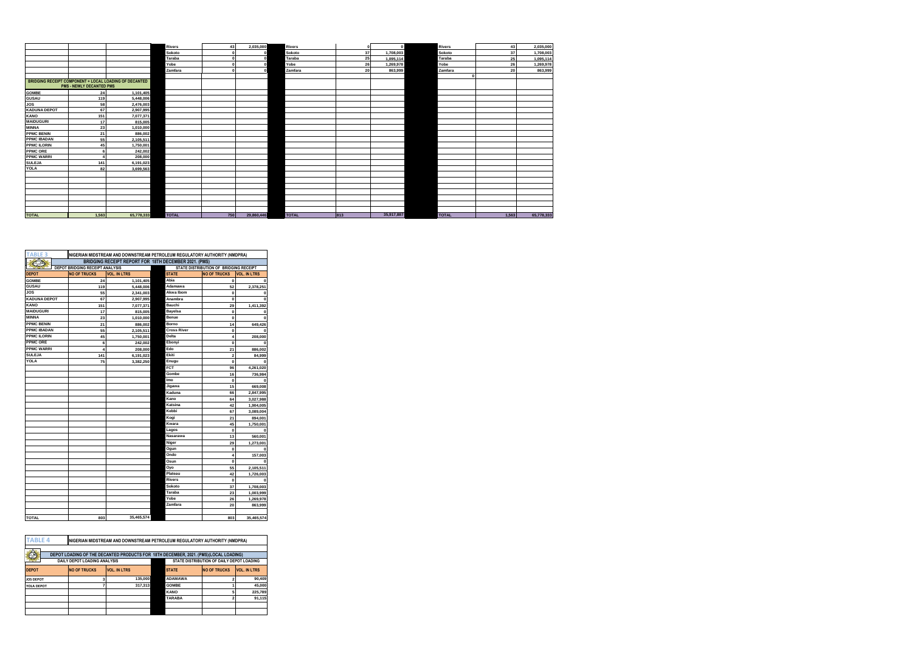| | | | Rivers | 43 | 2,035,000 | Rivers | 0 | 0 | Rivers | 43 | 2,035,000 |
|---|---|---|---|---|---|---|---|---|---|---|---|
| | | | Sokoto | 0 | 0 | Sokoto | 37 | 1,708,003 | Sokoto | 37 | 1,708,003 |
| | | | Taraba | 0 | 0 | Taraba | 25 | 1,095,114 | Taraba | 25 | 1,095,114 |
| | | | Yobe | 0 | 0 | Yobe | 26 | 1,269,978 | Yobe | 26 | 1,269,978 |
| | | | Zamfara | 0 | 0 | Zamfara | 20 | 863,999 | Zamfara | 20 | 863,999 |
| | | | | | | | | | 0 | | |
| BRIDGING RECEIPT COMPONENT + LOCAL LOADING OF DECANTED PMS - NEWLY DECANTED PMS | | | | | | | | | | | |
| GOMBE | 24 | 1,101,405 | | | | | | | | | |
| GUSAU | 119 | 5,448,006 | | | | | | | | | |
| JOS | 58 | 2,476,003 | | | | | | | | | |
| KADUNA DEPOT | 67 | 2,907,995 | | | | | | | | | |
| KANO | 151 | 7,077,371 | | | | | | | | | |
| MAIDUGURI | 17 | 815,005 | | | | | | | | | |
| MINNA | 23 | 1,010,000 | | | | | | | | | |
| PPMC BENIN | 21 | 886,002 | | | | | | | | | |
| PPMC IBADAN | 55 | 2,105,511 | | | | | | | | | |
| PPMC ILORIN | 45 | 1,750,001 | | | | | | | | | |
| PPMC ORE | 6 | 242,002 | | | | | | | | | |
| PPMC WARRI | 4 | 208,000 | | | | | | | | | |
| SULEJA | 141 | 6,191,023 | | | | | | | | | |
| YOLA | 82 | 3,699,563 | | | | | | | | | |
| TOTAL | 1,563 | 65,778,333 | TOTAL | 750 | 29,860,446 | TOTAL | 813 | 35,917,887 | TOTAL | 1,563 | 65,778,333 |

## TABLE 3

| NIGERIAN MIDSTREAM AND DOWNSTREAM PETROLEUM REGULATORY AUTHORITY (NMDPRA) | | | | | |
|---|---|---|---|---|---|
| BRIDGING RECEIPT REPORT FOR 18TH DECEMBER 2021. (PMS) | | | | | |
| DEPOT BRIDGING RECEIPT ANALYSIS | | | STATE DISTRIBUTION OF BRIDGING RECEIPT | | |
| DEPOT | NO OF TRUCKS | VOL. IN LTRS | STATE | NO OF TRUCKS | VOL. IN LTRS |
| GOMBE | 24 | 1,101,405 | Abia | 0 | 0 |
| GUSAU | 119 | 5,448,006 | Adamawa | 52 | 2,378,251 |
| JOS | 55 | 2,341,003 | Akwa Ibom | 0 | 0 |
| KADUNA DEPOT | 67 | 2,907,995 | Anambra | 0 | 0 |
| KANO | 151 | 7,077,371 | Bauchi | 29 | 1,411,392 |
| MAIDUGURI | 17 | 815,005 | Bayelsa | 0 | 0 |
| MINNA | 23 | 1,010,000 | Benue | 0 | 0 |
| PPMC BENIN | 21 | 886,002 | Borno | 14 | 649,426 |
| PPMC IBADAN | 55 | 2,105,511 | Cross River | 0 | 0 |
| PPMC ILORIN | 45 | 1,750,001 | Delta | 4 | 208,000 |
| PPMC ORE | 6 | 242,002 | Ebonyi | 0 | 0 |
| PPMC WARRI | 4 | 208,000 | Edo | 21 | 886,002 |
| SULEJA | 141 | 6,191,023 | Ekiti | 2 | 84,999 |
| YOLA | 75 | 3,382,250 | Enugu | 0 | 0 |
| | | | FCT | 96 | 4,261,020 |
| | | | Gombe | 16 | 736,984 |
| | | | Imo | 0 | 0 |
| | | | Jigawa | 15 | 669,008 |
| | | | Kaduna | 66 | 2,847,995 |
| | | | Kano | 64 | 3,027,988 |
| | | | Katsina | 42 | 1,904,005 |
| | | | Kebbi | 67 | 3,089,004 |
| | | | Kogi | 21 | 894,001 |
| | | | Kwara | 45 | 1,750,001 |
| | | | Lagos | 0 | 0 |
| | | | Nasarawa | 13 | 560,001 |
| | | | Niger | 29 | 1,273,001 |
| | | | Ogun | 0 | 0 |
| | | | Ondo | 4 | 157,003 |
| | | | Osun | 0 | 0 |
| | | | Oyo | 55 | 2,105,511 |
| | | | Plateau | 42 | 1,726,003 |
| | | | Rivers | 0 | 0 |
| | | | Sokoto | 37 | 1,708,003 |
| | | | Taraba | 23 | 1,003,999 |
| | | | Yobe | 26 | 1,269,978 |
| | | | Zamfara | 20 | 863,999 |
| TOTAL | 803 | 35,465,574 | | 803 | 35,465,574 |

## TABLE 4

| NIGERIAN MIDSTREAM AND DOWNSTREAM PETROLEUM REGULATORY AUTHORITY (NMDPRA) | | | | | |
|---|---|---|---|---|---|
| DEPOT LOADING OF THE DECANTED PRODUCTS FOR 18TH DECEMBER, 2021. (PMS)(LOCAL LOADING) | | | | | |
| DAILY DEPOT LOADING ANALYSIS | | | STATE DISTRIBUTION OF DAILY DEPOT LOADING | | |
| DEPOT | NO OF TRUCKS | VOL. IN LTRS | STATE | NO OF TRUCKS | VOL. IN LTRS |
| JOS DEPOT | 3 | 135,000 | ADAMAWA | 2 | 90,409 |
| YOLA DEPOT | 7 | 317,313 | GOMBE | 1 | 45,000 |
| | | | KANO | 5 | 225,789 |
| | | | TARABA | 2 | 91,115 |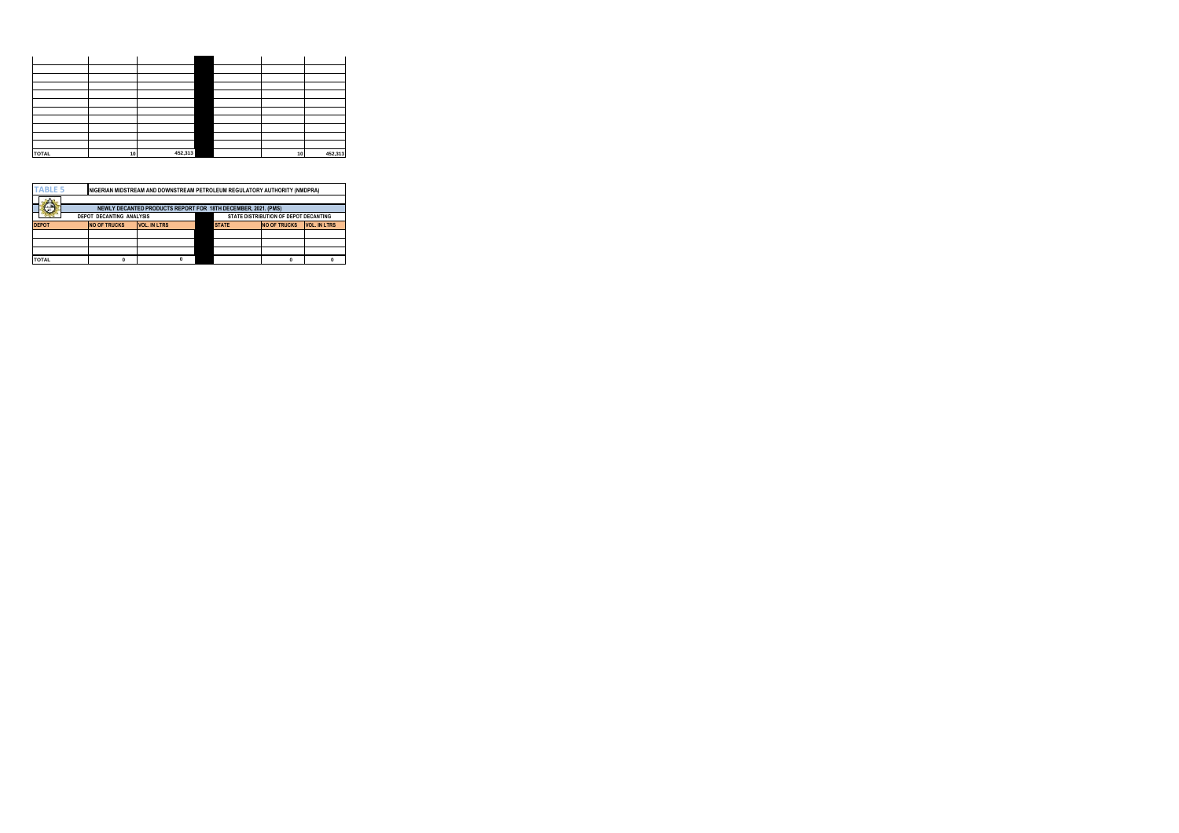| | | | | | | |
|---|---|---|---|---|---|---|
| | | | | | | |
| | | | | | | |
| | | | | | | |
| | | | | | | |
| | | | | | | |
| | | | | | | |
| | | | | | | |
| | | | | | | |
| | | | | | | |
| | | | | | | |
| | | | | | | |
| **TOTAL** | 10 | 452,313 | | | 10 | 452,313 |

**TABLE 5** NIGERIAN MIDSTREAM AND DOWNSTREAM PETROLEUM REGULATORY AUTHORITY (NMDPRA)

NEWLY DECANTED PRODUCTS REPORT FOR 18TH DECEMBER, 2021. (PMS)

| DEPOT DECANTING ANALYSIS | | | | STATE DISTRIBUTION OF DEPOT DECANTING | | |
|---|---|---|---|---|---|---|
| **DEPOT** | **NO OF TRUCKS** | **VOL. IN LTRS** | | **STATE** | **NO OF TRUCKS** | **VOL. IN LTRS** |
| | | | | | | |
| | | | | | | |
| | | | | | | |
| **TOTAL** | 0 | 0 | | | 0 | 0 |